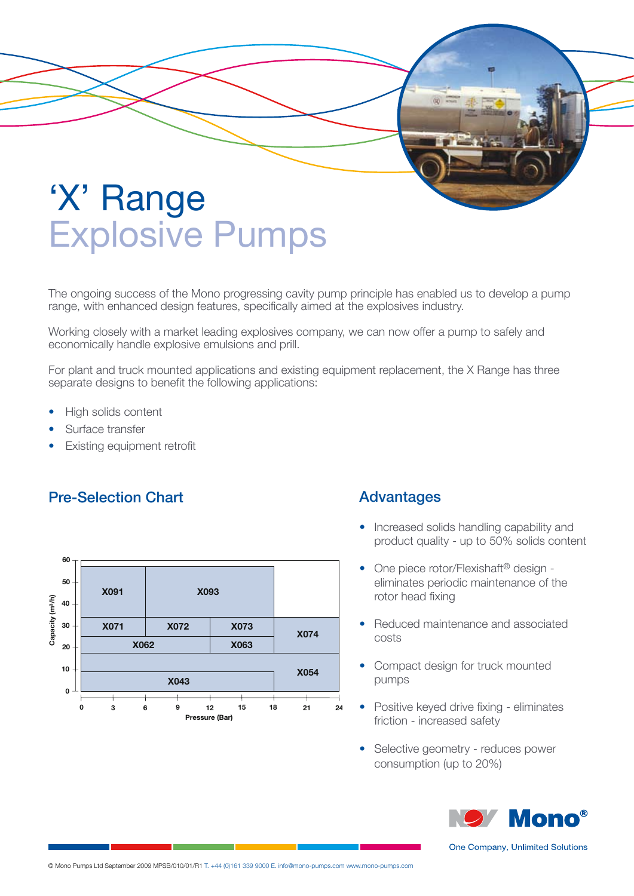# 'X' Range
## Explosive Pumps

The ongoing success of the Mono progressing cavity pump principle has enabled us to develop a pump range, with enhanced design features, specifically aimed at the explosives industry.

Working closely with a market leading explosives company, we can now offer a pump to safely and economically handle explosive emulsions and prill.

For plant and truck mounted applications and existing equipment replacement, the X Range has three separate designs to benefit the following applications:

- High solids content
- Surface transfer
- Existing equipment retrofit

## Pre-Selection Chart

Capacity ($m^3/h$) vs. Pressure (Bar)

| Model | Pressure (Bar) | Capacity ($m^3/h$) |
|---|---|---|
| X091 | 0 – 6 | 34 – 58 |
| X093 | 6 – 18 | 34 – 58 |
| X071 | 0 – 6 | 25 – 34 |
| X072 | 6 – 12 | 25 – 34 |
| X073 | 12 – 18 | 25 – 34 |
| X074 | 18 – 24 | 18 – 34 |
| X062 | 0 – 12 | 18 – 25 |
| X063 | 12 – 18 | 18 – 25 |
| X043 | 0 – 18 | 0 – 18 |
| X054 | 18 – 24 | 0 – 18 |

## Advantages

- Increased solids handling capability and product quality - up to 50% solids content
- One piece rotor/Flexishaft® design - eliminates periodic maintenance of the rotor head fixing
- Reduced maintenance and associated costs
- Compact design for truck mounted pumps
- Positive keyed drive fixing - eliminates friction - increased safety
- Selective geometry - reduces power consumption (up to 20%)

NOV Mono®

One Company, Unlimited Solutions

© Mono Pumps Ltd September 2009 MPSB/010/01/R1 T. +44 (0)161 339 9000 E. info@mono-pumps.com www.mono-pumps.com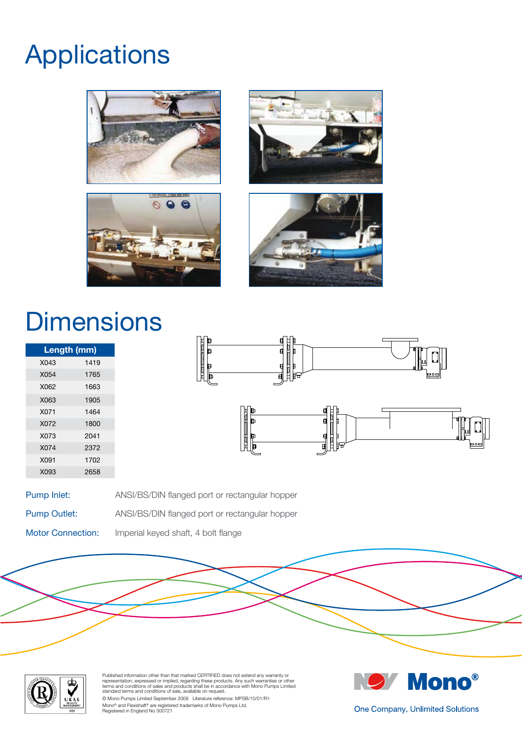# Applications

# Dimensions

| Length (mm) | |
|---|---|
| X043 | 1419 |
| X054 | 1765 |
| X062 | 1663 |
| X063 | 1905 |
| X071 | 1464 |
| X072 | 1800 |
| X073 | 2041 |
| X074 | 2372 |
| X091 | 1702 |
| X093 | 2658 |

Pump Inlet: ANSI/BS/DIN flanged port or rectangular hopper

Pump Outlet: ANSI/BS/DIN flanged port or rectangular hopper

Motor Connection: Imperial keyed shaft, 4 bolt flange

Published information other than that marked CERTIFIED does not extend any warranty or representation, expressed or implied, regarding these products. Any such warranties or other terms and conditions of sales and products shall be in accordance with Mono Pumps Limited standard terms and conditions of sale, available on request.

© Mono Pumps Limited September 2009 Literature reference: MPSB/10/01/R1

Mono® and Flexishaft® are registered trademarks of Mono Pumps Ltd.

Registered in England No 300721

Mono®

One Company, Unlimited Solutions